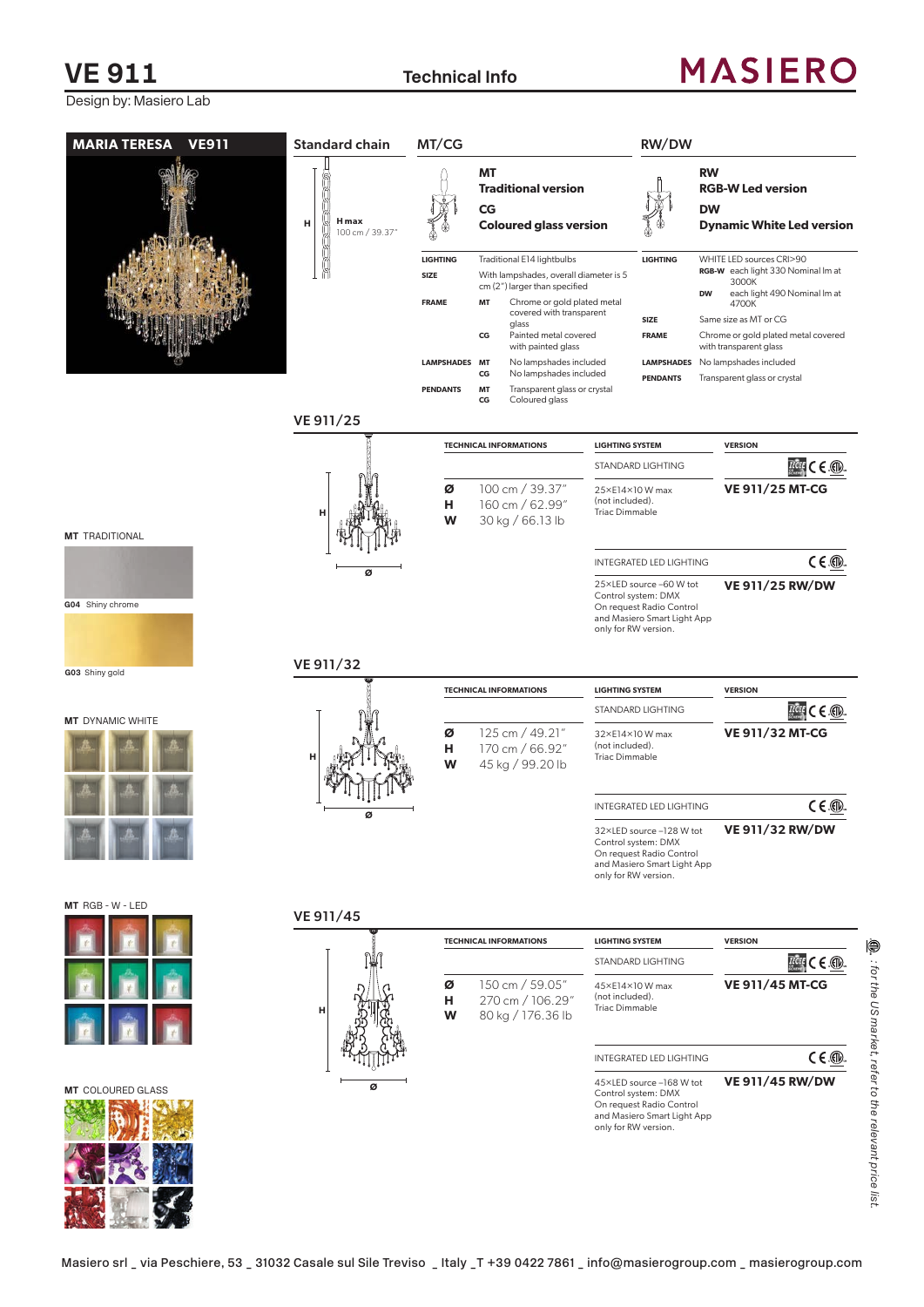# VE 911

Design by: Masiero Lab

**Technical Info**

**MASIERO**

## MARIA TERESA VE911

### Standard chain

H max 100 cm / 39.37"

### MT/CG

**MT** Traditional version
**CG** Coloured glass version

| | | |
|---|---|---|
| LIGHTING | | Traditional E14 lightbulbs |
| SIZE | | With lampshades, overall diameter is 5 cm (2") larger than specified |
| FRAME | MT | Chrome or gold plated metal covered with transparent glass |
| | CG | Painted metal covered with painted glass |
| LAMPSHADES | MT | No lampshades included |
| | CG | No lampshades included |
| PENDANTS | MT | Transparent glass or crystal |
| | CG | Coloured glass |

### RW/DW

**RW** RGB-W Led version
**DW** Dynamic White Led version

| | | |
|---|---|---|
| LIGHTING | | WHITE LED sources CRI>90 |
| | RGB-W | each light 330 Nominal lm at 3000K |
| | DW | each light 490 Nominal lm at 4700K |
| SIZE | | Same size as MT or CG |
| FRAME | | Chrome or gold plated metal covered with transparent glass |
| LAMPSHADES | | No lampshades included |
| PENDANTS | | Transparent glass or crystal |

**MT** TRADITIONAL

G04 Shiny chrome

G03 Shiny gold

**MT** DYNAMIC WHITE

**MT** RGB - W - LED

**MT** COLOURED GLASS

## VE 911/25

| TECHNICAL INFORMATIONS | | LIGHTING SYSTEM | VERSION |
|---|---|---|---|
| | | STANDARD LIGHTING | |
| Ø | 100 cm / 39.37" | 25×E14×10 W max (not included). Triac Dimmable | VE 911/25 MT-CG |
| H | 160 cm / 62.99" | | |
| W | 30 kg / 66.13 lb | | |
| | | INTEGRATED LED LIGHTING | |
| | | 25×LED source ~60 W tot Control system: DMX On request Radio Control and Masiero Smart Light App only for RW version. | VE 911/25 RW/DW |

## VE 911/32

| TECHNICAL INFORMATIONS | | LIGHTING SYSTEM | VERSION |
|---|---|---|---|
| | | STANDARD LIGHTING | |
| Ø | 125 cm / 49.21" | 32×E14×10 W max (not included). Triac Dimmable | VE 911/32 MT-CG |
| H | 170 cm / 66.92" | | |
| W | 45 kg / 99.20 lb | | |
| | | INTEGRATED LED LIGHTING | |
| | | 32×LED source ~128 W tot Control system: DMX On request Radio Control and Masiero Smart Light App only for RW version. | VE 911/32 RW/DW |

## VE 911/45

| TECHNICAL INFORMATIONS | | LIGHTING SYSTEM | VERSION |
|---|---|---|---|
| | | STANDARD LIGHTING | |
| Ø | 150 cm / 59.05" | 45×E14×10 W max (not included). Triac Dimmable | VE 911/45 MT-CG |
| H | 270 cm / 106.29" | | |
| W | 80 kg / 176.36 lb | | |
| | | INTEGRATED LED LIGHTING | |
| | | 45×LED source ~168 W tot Control system: DMX On request Radio Control and Masiero Smart Light App only for RW version. | VE 911/45 RW/DW |

*cULus: for the US market, refer to the relevant price list.*

Masiero srl _ via Peschiere, 53 _ 31032 Casale sul Sile Treviso _ Italy _T +39 0422 7861 _ info@masierogroup.com _ masierogroup.com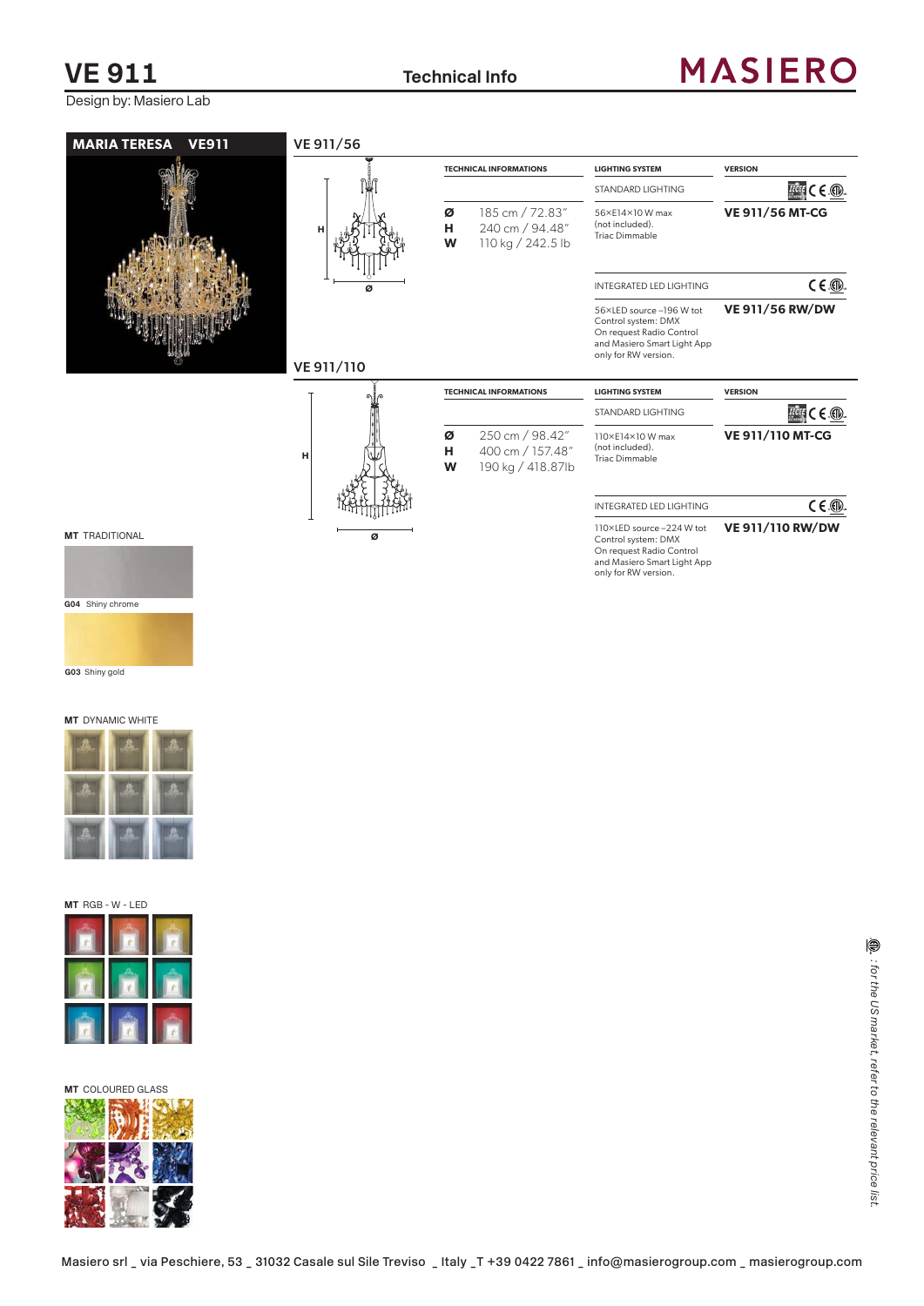# VE 911

**Technical Info**

**MASIERO**

Design by: Masiero Lab

## MARIA TERESA VE911

### VE 911/56

| TECHNICAL INFORMATIONS | | LIGHTING SYSTEM | VERSION |
|---|---|---|---|
| | | STANDARD LIGHTING | |
| **Ø** | 185 cm / 72.83″ | 56×E14×10 W max (not included). Triac Dimmable | **VE 911/56 MT-CG** |
| **H** | 240 cm / 94.48″ | | |
| **W** | 110 kg / 242.5 lb | | |
| | | INTEGRATED LED LIGHTING | |
| | | 56×LED source –196 W tot Control system: DMX On request Radio Control and Masiero Smart Light App only for RW version. | **VE 911/56 RW/DW** |

### VE 911/110

| TECHNICAL INFORMATIONS | | LIGHTING SYSTEM | VERSION |
|---|---|---|---|
| | | STANDARD LIGHTING | |
| **Ø** | 250 cm / 98.42″ | 110×E14×10 W max (not included). Triac Dimmable | **VE 911/110 MT-CG** |
| **H** | 400 cm / 157.48″ | | |
| **W** | 190 kg / 418.87lb | | |
| | | INTEGRATED LED LIGHTING | |
| | | 110×LED source –224 W tot Control system: DMX On request Radio Control and Masiero Smart Light App only for RW version. | **VE 911/110 RW/DW** |

**MT** TRADITIONAL

**G04** Shiny chrome

**G03** Shiny gold

**MT** DYNAMIC WHITE

**MT** RGB - W - LED

**MT** COLOURED GLASS

*: for the US market, refer to the relevant price list.*

Masiero srl _ via Peschiere, 53 _ 31032 Casale sul Sile Treviso _ Italy _T +39 0422 7861 _ info@masierogroup.com _ masierogroup.com